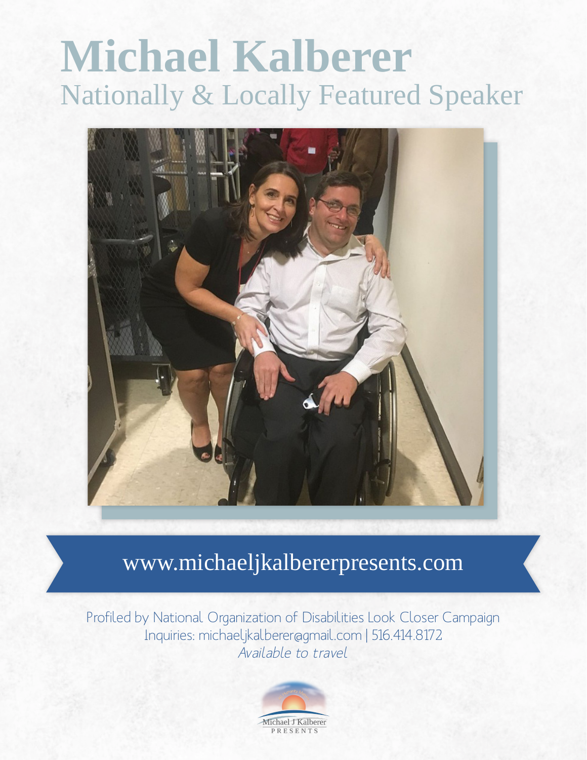# Michael Kalberer

## Nationally & Locally Featured Speaker

www.michaeljkalbererpresents.com

Profiled by National Organization of Disabilities Look Closer Campaign

Inquiries: michaeljkalberer@gmail.com | 516.414.8172

*Available to travel*

Michael J Kalberer
PRESENTS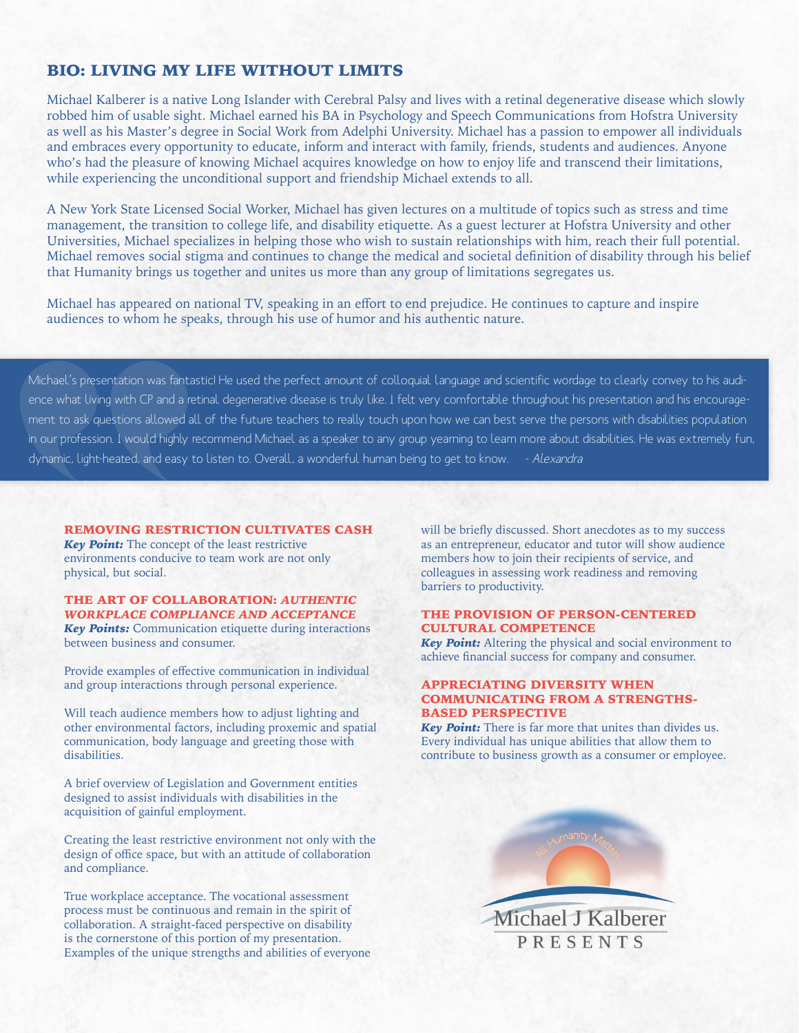## BIO: LIVING MY LIFE WITHOUT LIMITS

Michael Kalberer is a native Long Islander with Cerebral Palsy and lives with a retinal degenerative disease which slowly robbed him of usable sight. Michael earned his BA in Psychology and Speech Communications from Hofstra University as well as his Master's degree in Social Work from Adelphi University. Michael has a passion to empower all individuals and embraces every opportunity to educate, inform and interact with family, friends, students and audiences. Anyone who's had the pleasure of knowing Michael acquires knowledge on how to enjoy life and transcend their limitations, while experiencing the unconditional support and friendship Michael extends to all.

A New York State Licensed Social Worker, Michael has given lectures on a multitude of topics such as stress and time management, the transition to college life, and disability etiquette. As a guest lecturer at Hofstra University and other Universities, Michael specializes in helping those who wish to sustain relationships with him, reach their full potential. Michael removes social stigma and continues to change the medical and societal definition of disability through his belief that Humanity brings us together and unites us more than any group of limitations segregates us.

Michael has appeared on national TV, speaking in an effort to end prejudice. He continues to capture and inspire audiences to whom he speaks, through his use of humor and his authentic nature.

> Michael's presentation was fantastic! He used the perfect amount of colloquial language and scientific wordage to clearly convey to his audience what living with CP and a retinal degenerative disease is truly like. I felt very comfortable throughout his presentation and his encouragement to ask questions allowed all of the future teachers to really touch upon how we can best serve the persons with disabilities population in our profession. I would highly recommend Michael as a speaker to any group yearning to learn more about disabilities. He was extremely fun, dynamic, light-heated, and easy to listen to. Overall, a wonderful human being to get to know. *- Alexandra*

### REMOVING RESTRICTION CULTIVATES CASH

***Key Point:*** The concept of the least restrictive environments conducive to team work are not only physical, but social.

### THE ART OF COLLABORATION: *AUTHENTIC WORKPLACE COMPLIANCE AND ACCEPTANCE*

***Key Points:*** Communication etiquette during interactions between business and consumer.

Provide examples of effective communication in individual and group interactions through personal experience.

Will teach audience members how to adjust lighting and other environmental factors, including proxemic and spatial communication, body language and greeting those with disabilities.

A brief overview of Legislation and Government entities designed to assist individuals with disabilities in the acquisition of gainful employment.

Creating the least restrictive environment not only with the design of office space, but with an attitude of collaboration and compliance.

True workplace acceptance. The vocational assessment process must be continuous and remain in the spirit of collaboration. A straight-faced perspective on disability is the cornerstone of this portion of my presentation. Examples of the unique strengths and abilities of everyone will be briefly discussed. Short anecdotes as to my success as an entrepreneur, educator and tutor will show audience members how to join their recipients of service, and colleagues in assessing work readiness and removing barriers to productivity.

### THE PROVISION OF PERSON-CENTERED CULTURAL COMPETENCE

***Key Point:*** Altering the physical and social environment to achieve financial success for company and consumer.

### APPRECIATING DIVERSITY WHEN COMMUNICATING FROM A STRENGTHS-BASED PERSPECTIVE

***Key Point:*** There is far more that unites than divides us. Every individual has unique abilities that allow them to contribute to business growth as a consumer or employee.

All Humanity Matters

Michael J Kalberer

PRESENTS